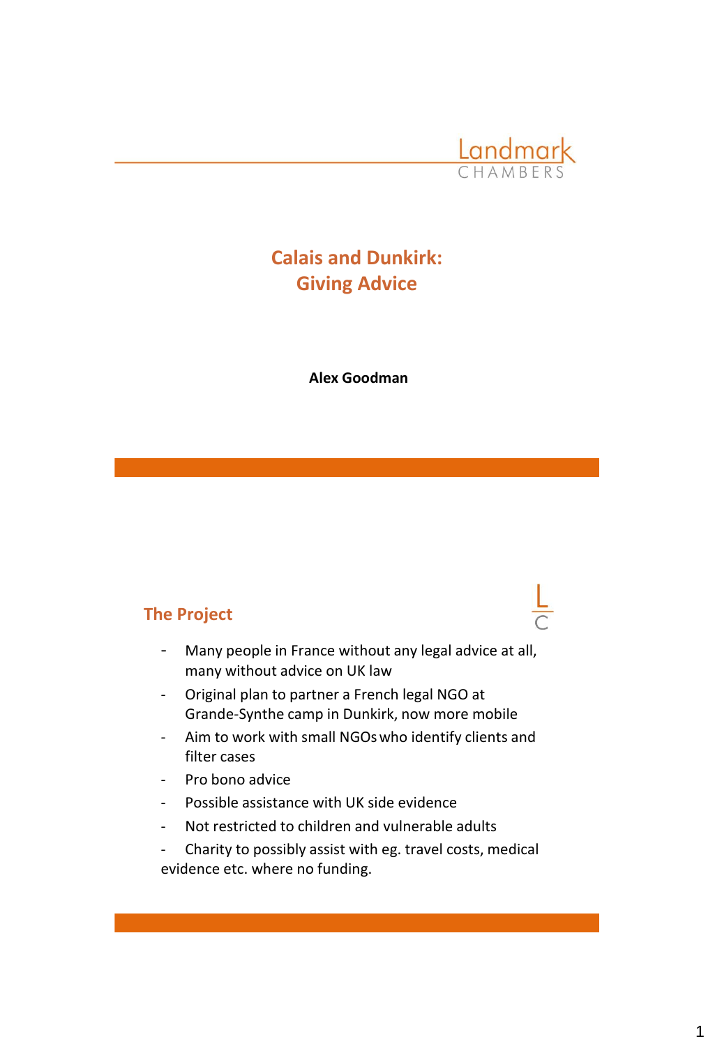Landmark CHAMBERS

# Calais and Dunkirk: Giving Advice

**Alex Goodman**

## The Project

- Many people in France without any legal advice at all, many without advice on UK law
- Original plan to partner a French legal NGO at Grande-Synthe camp in Dunkirk, now more mobile
- Aim to work with small NGOs who identify clients and filter cases
- Pro bono advice
- Possible assistance with UK side evidence
- Not restricted to children and vulnerable adults
- Charity to possibly assist with eg. travel costs, medical evidence etc. where no funding.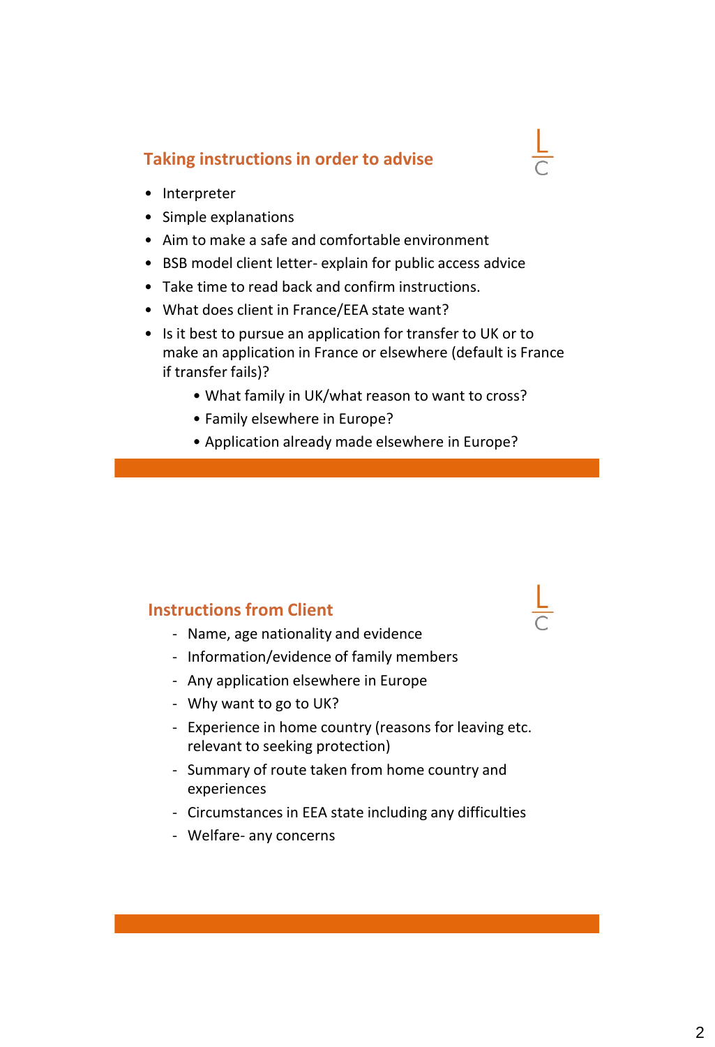## Taking instructions in order to advise

- Interpreter
- Simple explanations
- Aim to make a safe and comfortable environment
- BSB model client letter- explain for public access advice
- Take time to read back and confirm instructions.
- What does client in France/EEA state want?
- Is it best to pursue an application for transfer to UK or to make an application in France or elsewhere (default is France if transfer fails)?
  - What family in UK/what reason to want to cross?
  - Family elsewhere in Europe?
  - Application already made elsewhere in Europe?

## Instructions from Client

- Name, age nationality and evidence
- Information/evidence of family members
- Any application elsewhere in Europe
- Why want to go to UK?
- Experience in home country (reasons for leaving etc. relevant to seeking protection)
- Summary of route taken from home country and experiences
- Circumstances in EEA state including any difficulties
- Welfare- any concerns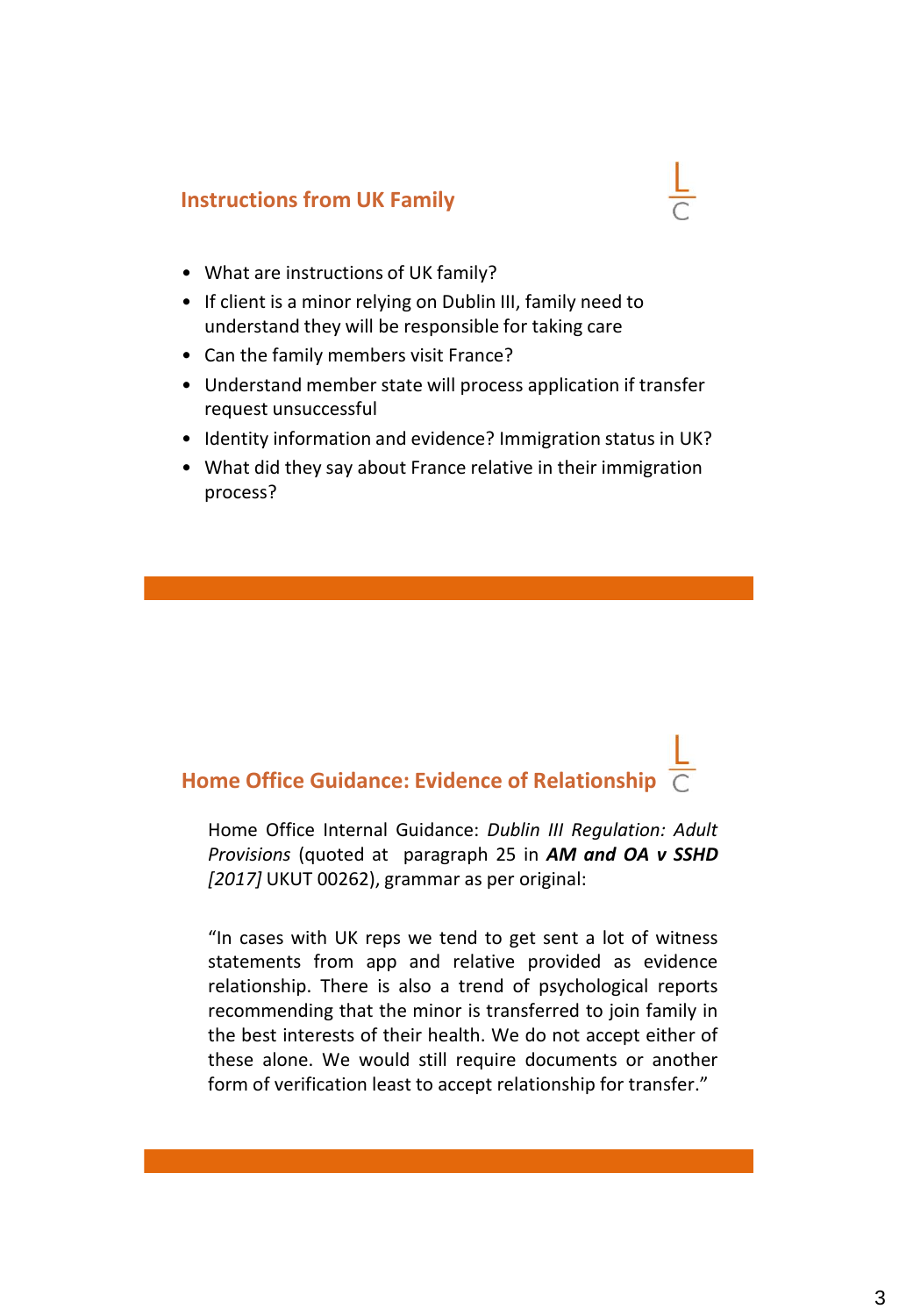## Instructions from UK Family

- What are instructions of UK family?
- If client is a minor relying on Dublin III, family need to understand they will be responsible for taking care
- Can the family members visit France?
- Understand member state will process application if transfer request unsuccessful
- Identity information and evidence? Immigration status in UK?
- What did they say about France relative in their immigration process?

## Home Office Guidance: Evidence of Relationship

Home Office Internal Guidance: *Dublin III Regulation: Adult Provisions* (quoted at paragraph 25 in ***AM and OA v SSHD*** *[2017]* UKUT 00262), grammar as per original:

"In cases with UK reps we tend to get sent a lot of witness statements from app and relative provided as evidence relationship. There is also a trend of psychological reports recommending that the minor is transferred to join family in the best interests of their health. We do not accept either of these alone. We would still require documents or another form of verification least to accept relationship for transfer."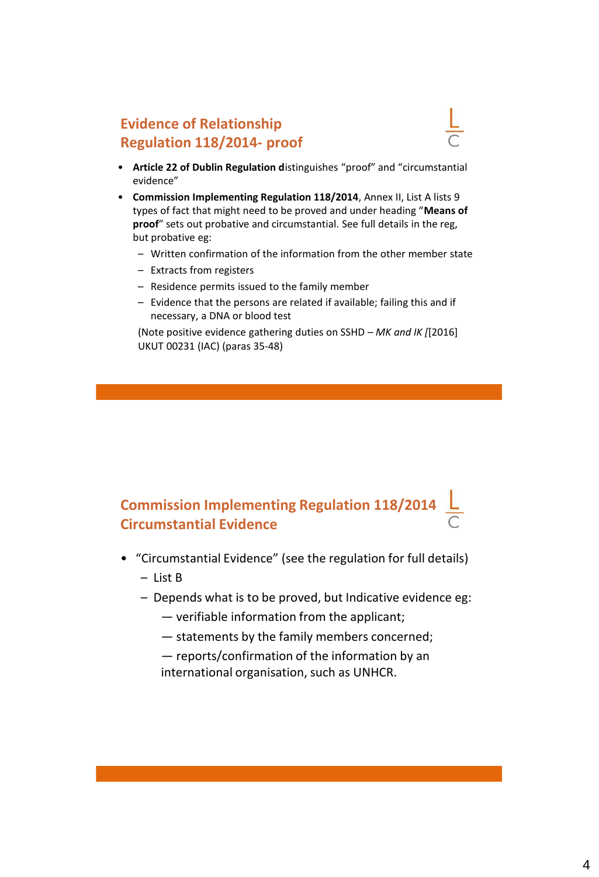## Evidence of Relationship
## Regulation 118/2014- proof

- **Article 22 of Dublin Regulation d**istinguishes "proof" and "circumstantial evidence"
- **Commission Implementing Regulation 118/2014**, Annex II, List A lists 9 types of fact that might need to be proved and under heading "**Means of proof**" sets out probative and circumstantial. See full details in the reg, but probative eg:
  - Written confirmation of the information from the other member state
  - Extracts from registers
  - Residence permits issued to the family member
  - Evidence that the persons are related if available; failing this and if necessary, a DNA or blood test

  (Note positive evidence gathering duties on SSHD – *MK and IK [*[2016] UKUT 00231 (IAC) (paras 35-48)

## Commission Implementing Regulation 118/2014
## Circumstantial Evidence

- "Circumstantial Evidence" (see the regulation for full details)
  - List B
  - Depends what is to be proved, but Indicative evidence eg:
    - — verifiable information from the applicant;
    - — statements by the family members concerned;
    - — reports/confirmation of the information by an international organisation, such as UNHCR.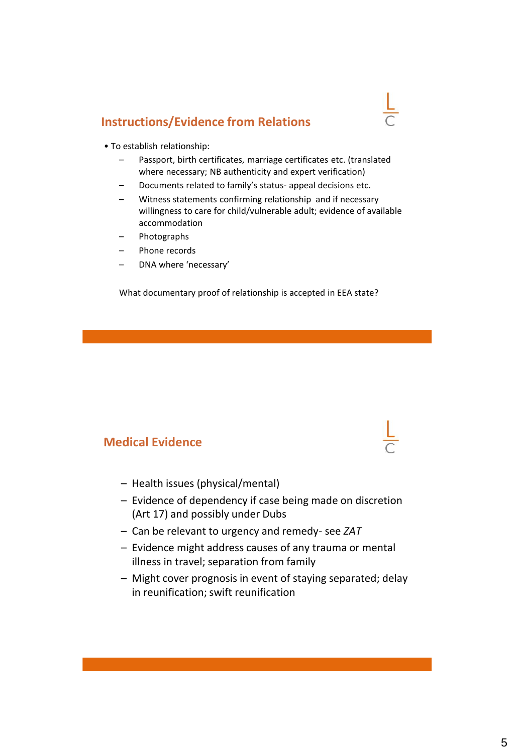## Instructions/Evidence from Relations

- To establish relationship:
  - Passport, birth certificates, marriage certificates etc. (translated where necessary; NB authenticity and expert verification)
  - Documents related to family's status- appeal decisions etc.
  - Witness statements confirming relationship and if necessary willingness to care for child/vulnerable adult; evidence of available accommodation
  - Photographs
  - Phone records
  - DNA where 'necessary'

What documentary proof of relationship is accepted in EEA state?

## Medical Evidence

- Health issues (physical/mental)
- Evidence of dependency if case being made on discretion (Art 17) and possibly under Dubs
- Can be relevant to urgency and remedy- see *ZAT*
- Evidence might address causes of any trauma or mental illness in travel; separation from family
- Might cover prognosis in event of staying separated; delay in reunification; swift reunification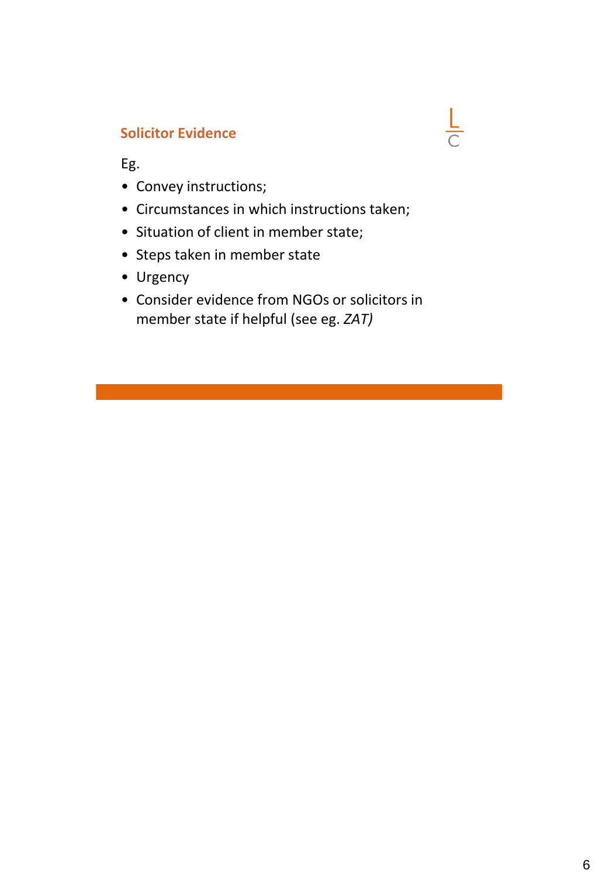## Solicitor Evidence

Eg.

- Convey instructions;
- Circumstances in which instructions taken;
- Situation of client in member state;
- Steps taken in member state
- Urgency
- Consider evidence from NGOs or solicitors in member state if helpful (see eg. *ZAT)*